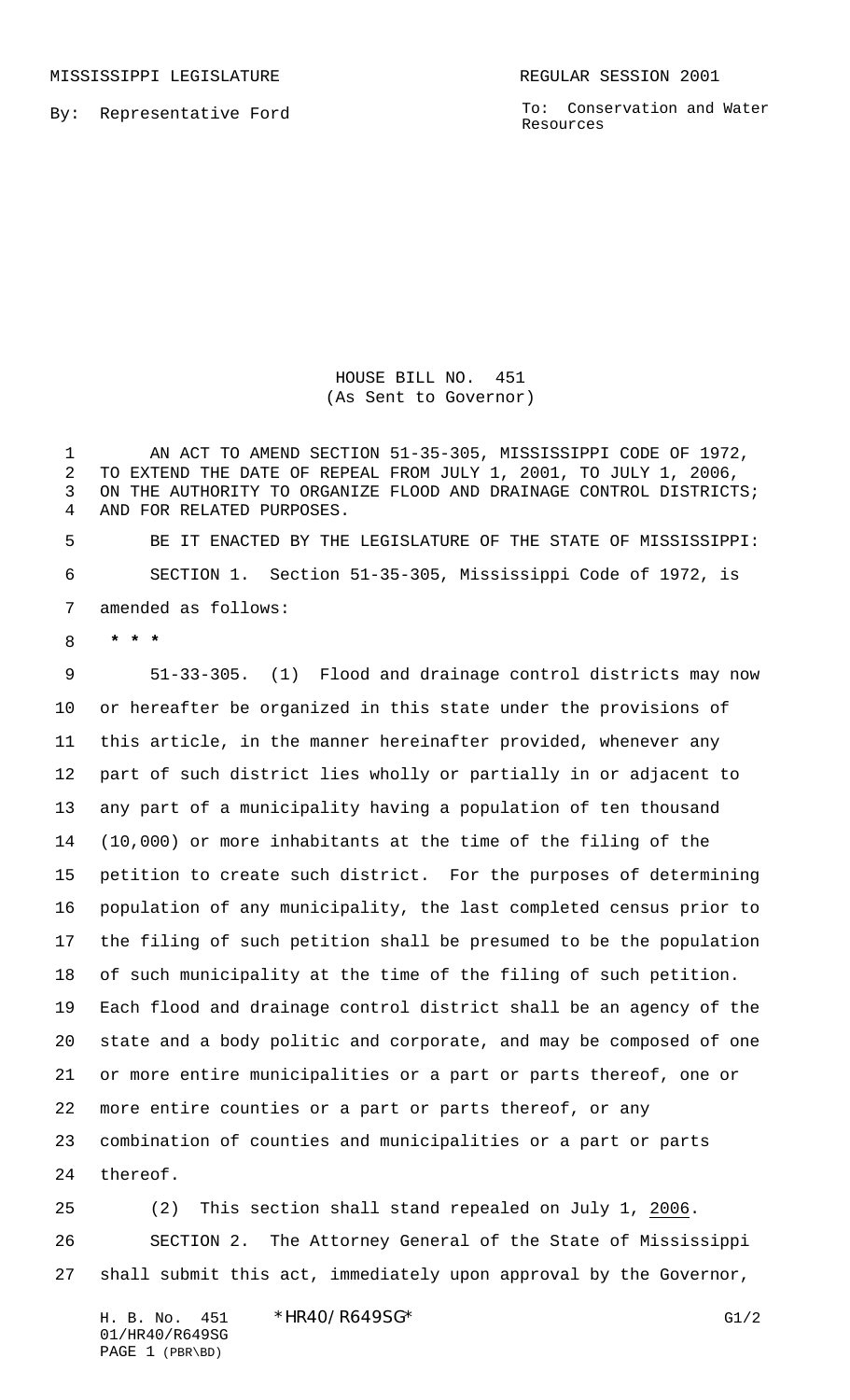MISSISSIPPI LEGISLATURE REGULAR SESSION 2001

By: Representative Ford

To: Conservation and Water Resources

HOUSE BILL NO. 451
(As Sent to Governor)

AN ACT TO AMEND SECTION 51-35-305, MISSISSIPPI CODE OF 1972, TO EXTEND THE DATE OF REPEAL FROM JULY 1, 2001, TO JULY 1, 2006, ON THE AUTHORITY TO ORGANIZE FLOOD AND DRAINAGE CONTROL DISTRICTS; AND FOR RELATED PURPOSES.

BE IT ENACTED BY THE LEGISLATURE OF THE STATE OF MISSISSIPPI:

SECTION 1. Section 51-35-305, Mississippi Code of 1972, is amended as follows:

* * *

51-33-305. (1) Flood and drainage control districts may now or hereafter be organized in this state under the provisions of this article, in the manner hereinafter provided, whenever any part of such district lies wholly or partially in or adjacent to any part of a municipality having a population of ten thousand (10,000) or more inhabitants at the time of the filing of the petition to create such district. For the purposes of determining population of any municipality, the last completed census prior to the filing of such petition shall be presumed to be the population of such municipality at the time of the filing of such petition. Each flood and drainage control district shall be an agency of the state and a body politic and corporate, and may be composed of one or more entire municipalities or a part or parts thereof, one or more entire counties or a part or parts thereof, or any combination of counties and municipalities or a part or parts thereof.

(2) This section shall stand repealed on July 1, 2006.

SECTION 2. The Attorney General of the State of Mississippi shall submit this act, immediately upon approval by the Governor,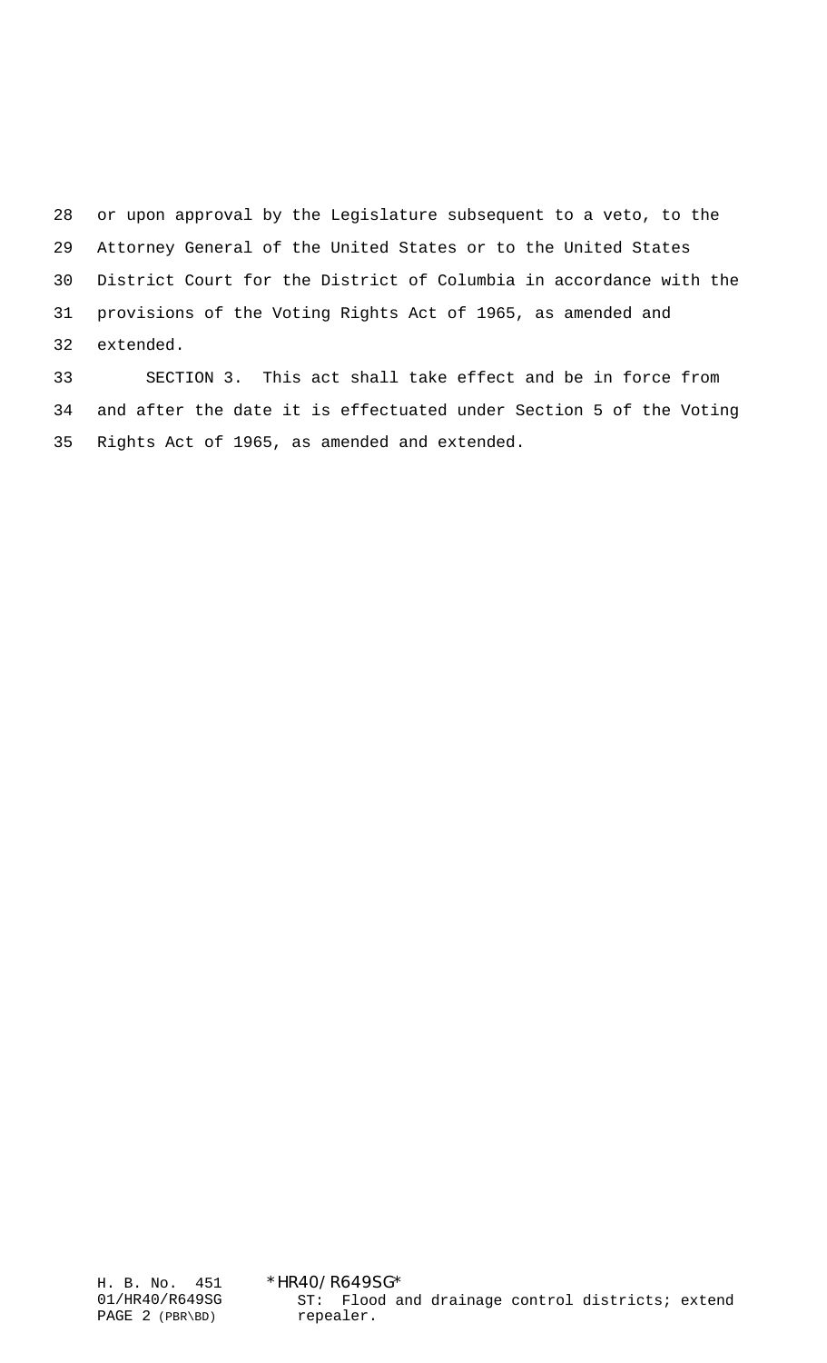or upon approval by the Legislature subsequent to a veto, to the Attorney General of the United States or to the United States District Court for the District of Columbia in accordance with the provisions of the Voting Rights Act of 1965, as amended and extended.

SECTION 3. This act shall take effect and be in force from and after the date it is effectuated under Section 5 of the Voting Rights Act of 1965, as amended and extended.